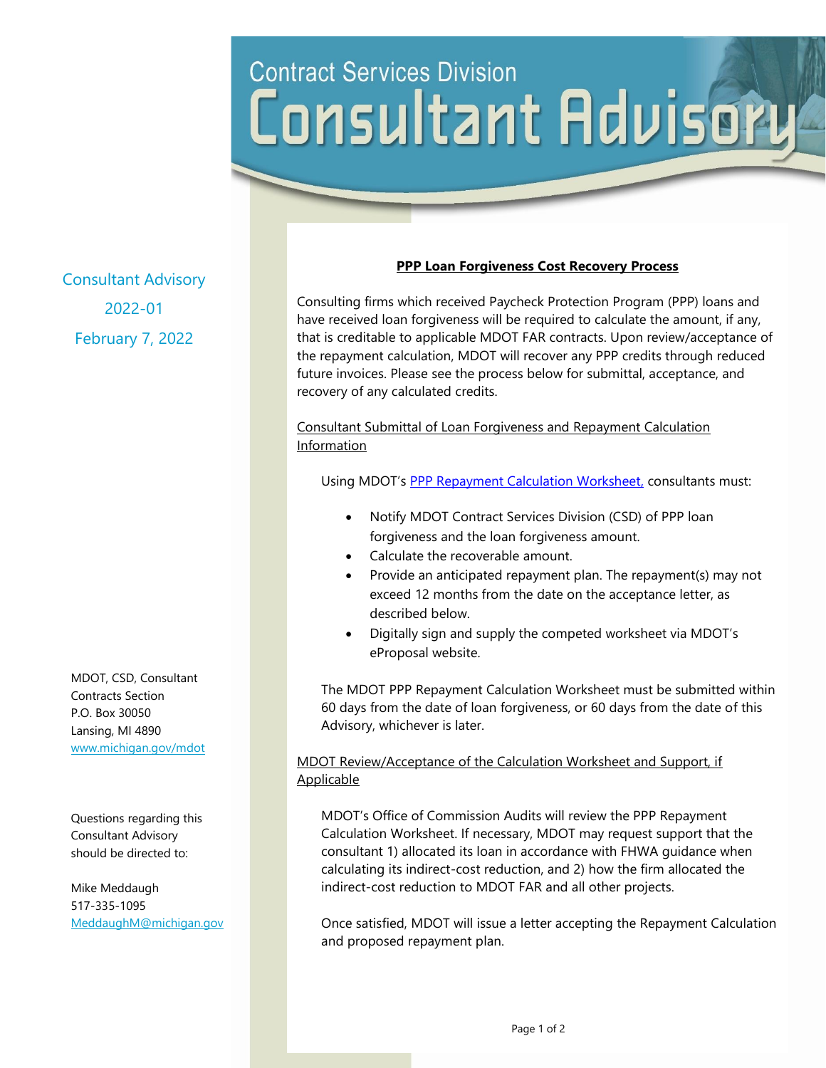# Contract Services Division
# Consultant Advisory

Consultant Advisory
2022-01
February 7, 2022

## PPP Loan Forgiveness Cost Recovery Process

Consulting firms which received Paycheck Protection Program (PPP) loans and have received loan forgiveness will be required to calculate the amount, if any, that is creditable to applicable MDOT FAR contracts. Upon review/acceptance of the repayment calculation, MDOT will recover any PPP credits through reduced future invoices. Please see the process below for submittal, acceptance, and recovery of any calculated credits.

### Consultant Submittal of Loan Forgiveness and Repayment Calculation Information

Using MDOT's [PPP Repayment Calculation Worksheet,](#) consultants must:

- Notify MDOT Contract Services Division (CSD) of PPP loan forgiveness and the loan forgiveness amount.
- Calculate the recoverable amount.
- Provide an anticipated repayment plan. The repayment(s) may not exceed 12 months from the date on the acceptance letter, as described below.
- Digitally sign and supply the competed worksheet via MDOT's eProposal website.

The MDOT PPP Repayment Calculation Worksheet must be submitted within 60 days from the date of loan forgiveness, or 60 days from the date of this Advisory, whichever is later.

### MDOT Review/Acceptance of the Calculation Worksheet and Support, if Applicable

MDOT's Office of Commission Audits will review the PPP Repayment Calculation Worksheet. If necessary, MDOT may request support that the consultant 1) allocated its loan in accordance with FHWA guidance when calculating its indirect-cost reduction, and 2) how the firm allocated the indirect-cost reduction to MDOT FAR and all other projects.

Once satisfied, MDOT will issue a letter accepting the Repayment Calculation and proposed repayment plan.

MDOT, CSD, Consultant Contracts Section
P.O. Box 30050
Lansing, MI 4890
www.michigan.gov/mdot

Questions regarding this Consultant Advisory should be directed to:

Mike Meddaugh
517-335-1095
MeddaughM@michigan.gov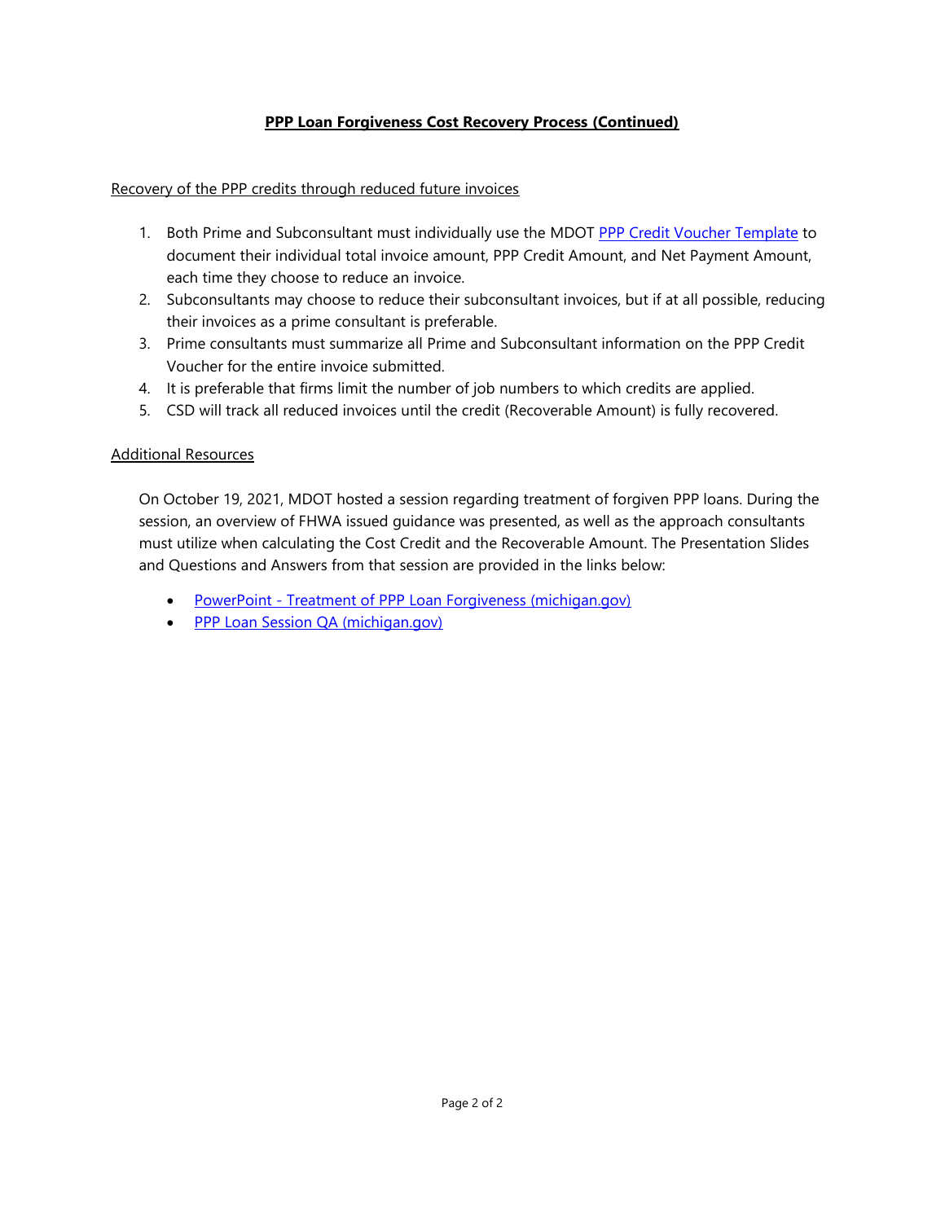# PPP Loan Forgiveness Cost Recovery Process (Continued)

## Recovery of the PPP credits through reduced future invoices

1. Both Prime and Subconsultant must individually use the MDOT [PPP Credit Voucher Template] to document their individual total invoice amount, PPP Credit Amount, and Net Payment Amount, each time they choose to reduce an invoice.
2. Subconsultants may choose to reduce their subconsultant invoices, but if at all possible, reducing their invoices as a prime consultant is preferable.
3. Prime consultants must summarize all Prime and Subconsultant information on the PPP Credit Voucher for the entire invoice submitted.
4. It is preferable that firms limit the number of job numbers to which credits are applied.
5. CSD will track all reduced invoices until the credit (Recoverable Amount) is fully recovered.

## Additional Resources

On October 19, 2021, MDOT hosted a session regarding treatment of forgiven PPP loans. During the session, an overview of FHWA issued guidance was presented, as well as the approach consultants must utilize when calculating the Cost Credit and the Recoverable Amount. The Presentation Slides and Questions and Answers from that session are provided in the links below:

- PowerPoint - Treatment of PPP Loan Forgiveness (michigan.gov)
- PPP Loan Session QA (michigan.gov)